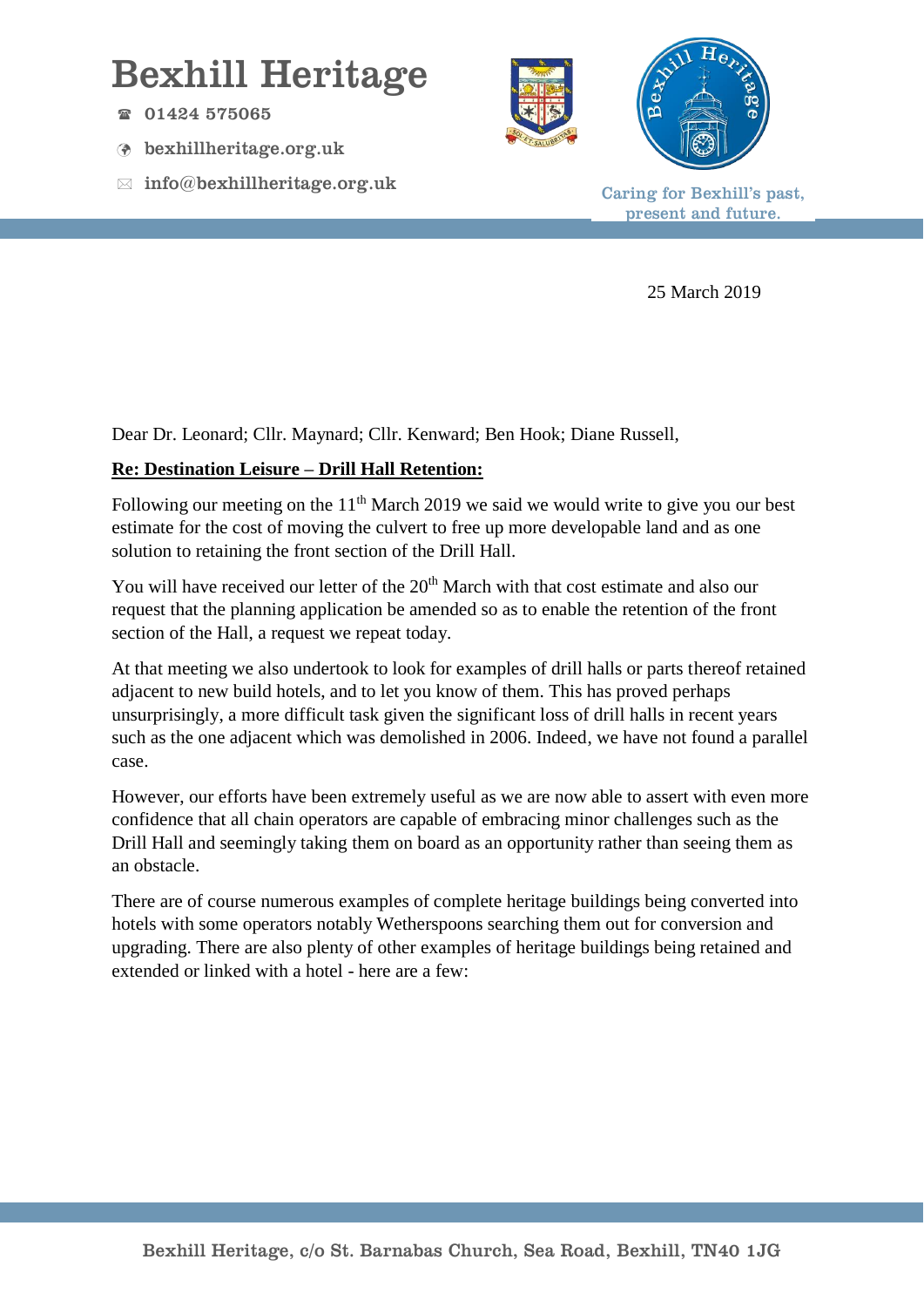# Bexhill Heritage

☎ 01424 575065

bexhillheritage.org.uk

info@bexhillheritage.org.uk

Caring for Bexhill's past, present and future.

25 March 2019

Dear Dr. Leonard; Cllr. Maynard; Cllr. Kenward; Ben Hook; Diane Russell,

**Re: Destination Leisure – Drill Hall Retention:**

Following our meeting on the 11th March 2019 we said we would write to give you our best estimate for the cost of moving the culvert to free up more developable land and as one solution to retaining the front section of the Drill Hall.

You will have received our letter of the 20th March with that cost estimate and also our request that the planning application be amended so as to enable the retention of the front section of the Hall, a request we repeat today.

At that meeting we also undertook to look for examples of drill halls or parts thereof retained adjacent to new build hotels, and to let you know of them. This has proved perhaps unsurprisingly, a more difficult task given the significant loss of drill halls in recent years such as the one adjacent which was demolished in 2006. Indeed, we have not found a parallel case.

However, our efforts have been extremely useful as we are now able to assert with even more confidence that all chain operators are capable of embracing minor challenges such as the Drill Hall and seemingly taking them on board as an opportunity rather than seeing them as an obstacle.

There are of course numerous examples of complete heritage buildings being converted into hotels with some operators notably Wetherspoons searching them out for conversion and upgrading. There are also plenty of other examples of heritage buildings being retained and extended or linked with a hotel - here are a few:

Bexhill Heritage, c/o St. Barnabas Church, Sea Road, Bexhill, TN40 1JG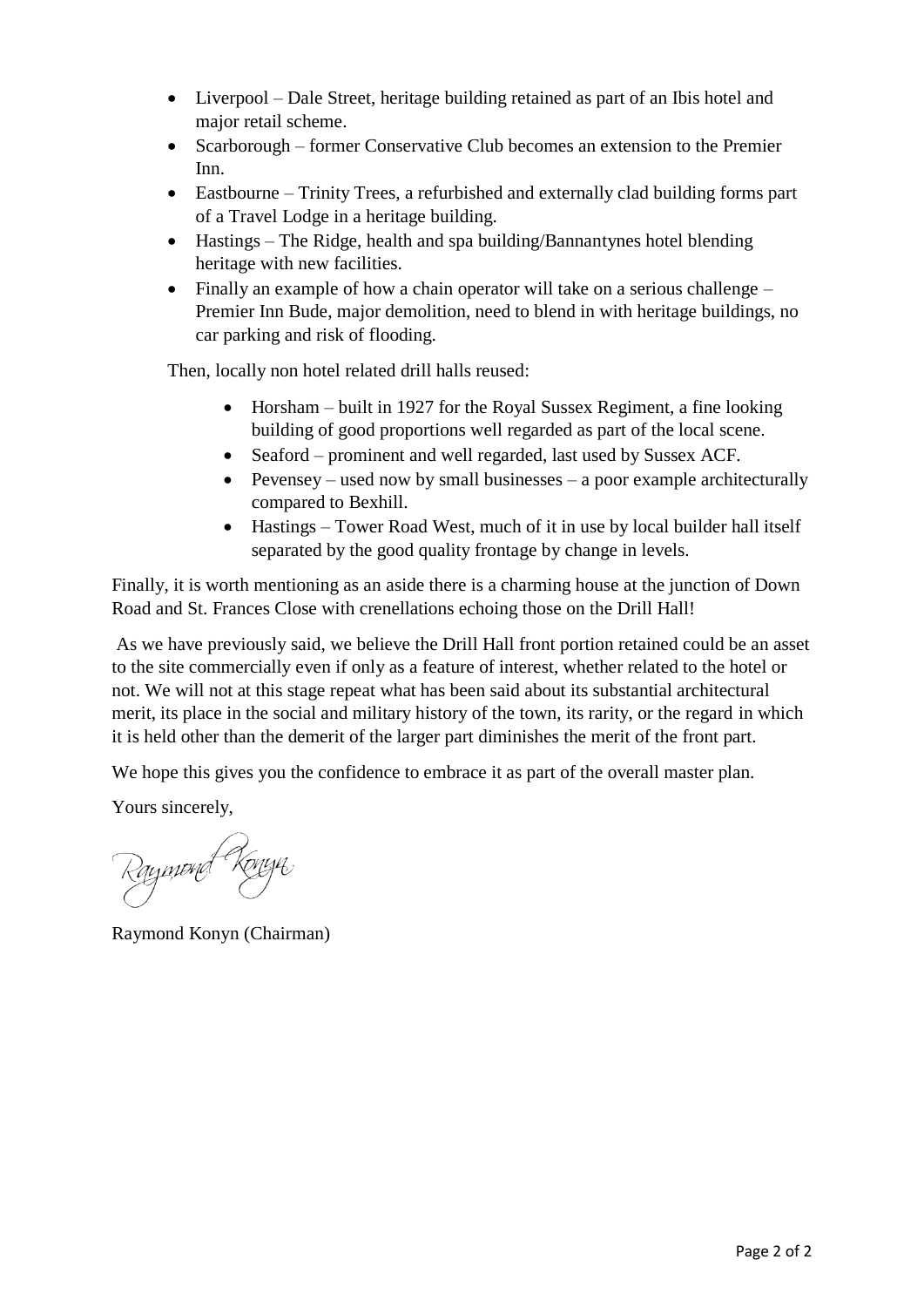- Liverpool – Dale Street, heritage building retained as part of an Ibis hotel and major retail scheme.
- Scarborough – former Conservative Club becomes an extension to the Premier Inn.
- Eastbourne – Trinity Trees, a refurbished and externally clad building forms part of a Travel Lodge in a heritage building.
- Hastings – The Ridge, health and spa building/Bannantynes hotel blending heritage with new facilities.
- Finally an example of how a chain operator will take on a serious challenge – Premier Inn Bude, major demolition, need to blend in with heritage buildings, no car parking and risk of flooding.

Then, locally non hotel related drill halls reused:

- Horsham – built in 1927 for the Royal Sussex Regiment, a fine looking building of good proportions well regarded as part of the local scene.
- Seaford – prominent and well regarded, last used by Sussex ACF.
- Pevensey – used now by small businesses – a poor example architecturally compared to Bexhill.
- Hastings – Tower Road West, much of it in use by local builder hall itself separated by the good quality frontage by change in levels.

Finally, it is worth mentioning as an aside there is a charming house at the junction of Down Road and St. Frances Close with crenellations echoing those on the Drill Hall!

As we have previously said, we believe the Drill Hall front portion retained could be an asset to the site commercially even if only as a feature of interest, whether related to the hotel or not. We will not at this stage repeat what has been said about its substantial architectural merit, its place in the social and military history of the town, its rarity, or the regard in which it is held other than the demerit of the larger part diminishes the merit of the front part.

We hope this gives you the confidence to embrace it as part of the overall master plan.

Yours sincerely,

Raymond Konyn

Raymond Konyn (Chairman)